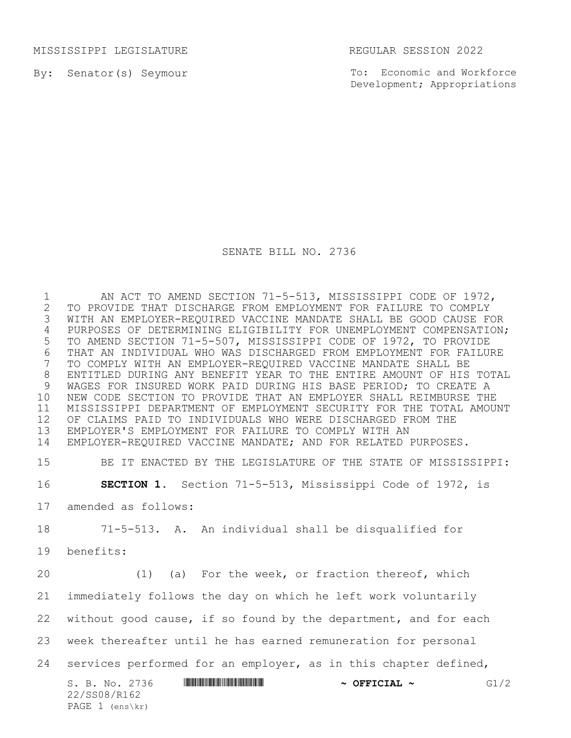MISSISSIPPI LEGISLATURE REGULAR SESSION 2022

By: Senator(s) Seymour

To: Economic and Workforce Development; Appropriations

# SENATE BILL NO. 2736

AN ACT TO AMEND SECTION 71-5-513, MISSISSIPPI CODE OF 1972, TO PROVIDE THAT DISCHARGE FROM EMPLOYMENT FOR FAILURE TO COMPLY WITH AN EMPLOYER-REQUIRED VACCINE MANDATE SHALL BE GOOD CAUSE FOR PURPOSES OF DETERMINING ELIGIBILITY FOR UNEMPLOYMENT COMPENSATION; TO AMEND SECTION 71-5-507, MISSISSIPPI CODE OF 1972, TO PROVIDE THAT AN INDIVIDUAL WHO WAS DISCHARGED FROM EMPLOYMENT FOR FAILURE TO COMPLY WITH AN EMPLOYER-REQUIRED VACCINE MANDATE SHALL BE ENTITLED DURING ANY BENEFIT YEAR TO THE ENTIRE AMOUNT OF HIS TOTAL WAGES FOR INSURED WORK PAID DURING HIS BASE PERIOD; TO CREATE A NEW CODE SECTION TO PROVIDE THAT AN EMPLOYER SHALL REIMBURSE THE MISSISSIPPI DEPARTMENT OF EMPLOYMENT SECURITY FOR THE TOTAL AMOUNT OF CLAIMS PAID TO INDIVIDUALS WHO WERE DISCHARGED FROM THE EMPLOYER'S EMPLOYMENT FOR FAILURE TO COMPLY WITH AN EMPLOYER-REQUIRED VACCINE MANDATE; AND FOR RELATED PURPOSES.

BE IT ENACTED BY THE LEGISLATURE OF THE STATE OF MISSISSIPPI:

**SECTION 1.** Section 71-5-513, Mississippi Code of 1972, is amended as follows:

71-5-513. A. An individual shall be disqualified for benefits:

(1) (a) For the week, or fraction thereof, which immediately follows the day on which he left work voluntarily without good cause, if so found by the department, and for each week thereafter until he has earned remuneration for personal services performed for an employer, as in this chapter defined,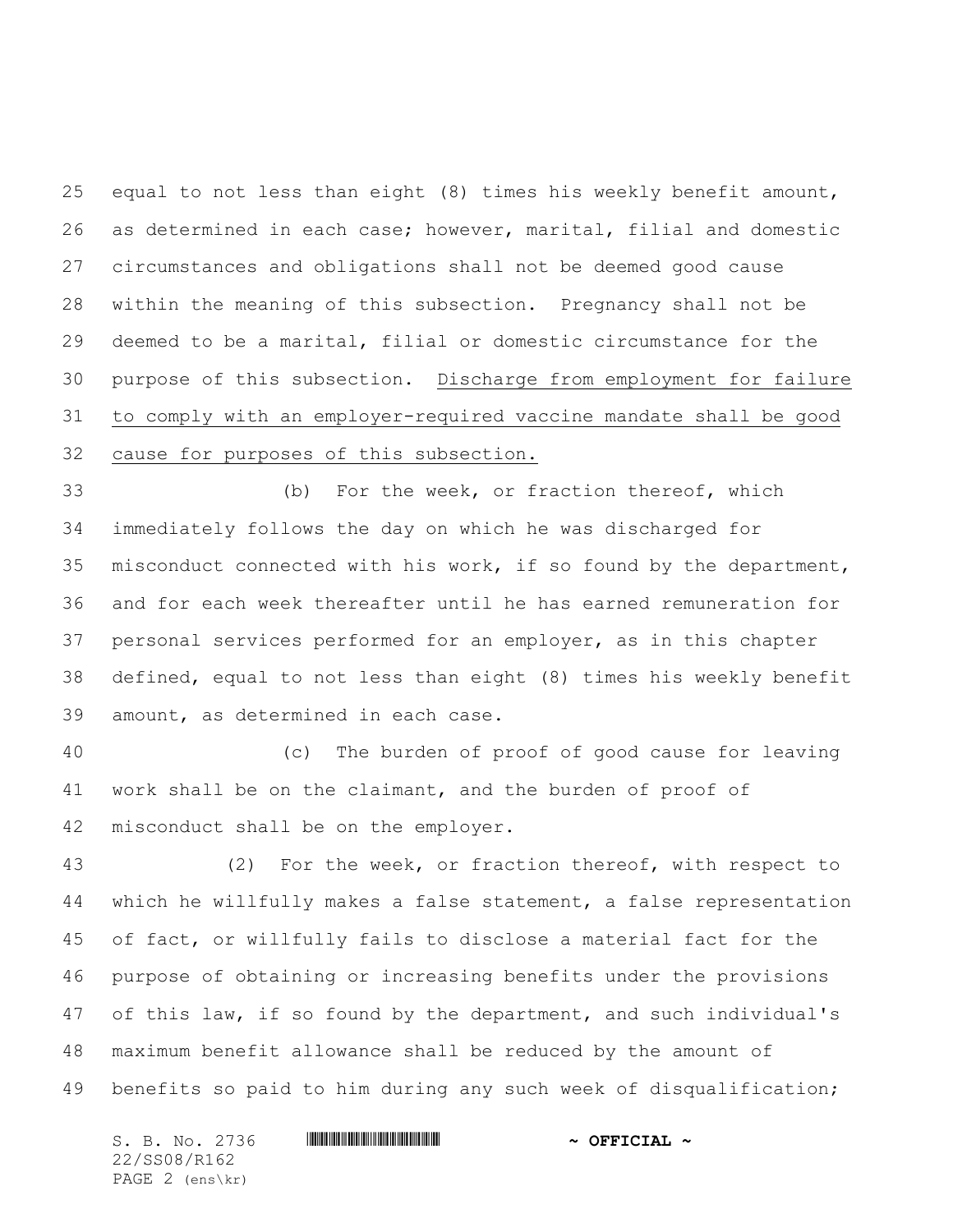equal to not less than eight (8) times his weekly benefit amount, as determined in each case; however, marital, filial and domestic circumstances and obligations shall not be deemed good cause within the meaning of this subsection. Pregnancy shall not be deemed to be a marital, filial or domestic circumstance for the purpose of this subsection. <u>Discharge from employment for failure to comply with an employer-required vaccine mandate shall be good cause for purposes of this subsection.</u>

(b) For the week, or fraction thereof, which immediately follows the day on which he was discharged for misconduct connected with his work, if so found by the department, and for each week thereafter until he has earned remuneration for personal services performed for an employer, as in this chapter defined, equal to not less than eight (8) times his weekly benefit amount, as determined in each case.

(c) The burden of proof of good cause for leaving work shall be on the claimant, and the burden of proof of misconduct shall be on the employer.

(2) For the week, or fraction thereof, with respect to which he willfully makes a false statement, a false representation of fact, or willfully fails to disclose a material fact for the purpose of obtaining or increasing benefits under the provisions of this law, if so found by the department, and such individual's maximum benefit allowance shall be reduced by the amount of benefits so paid to him during any such week of disqualification;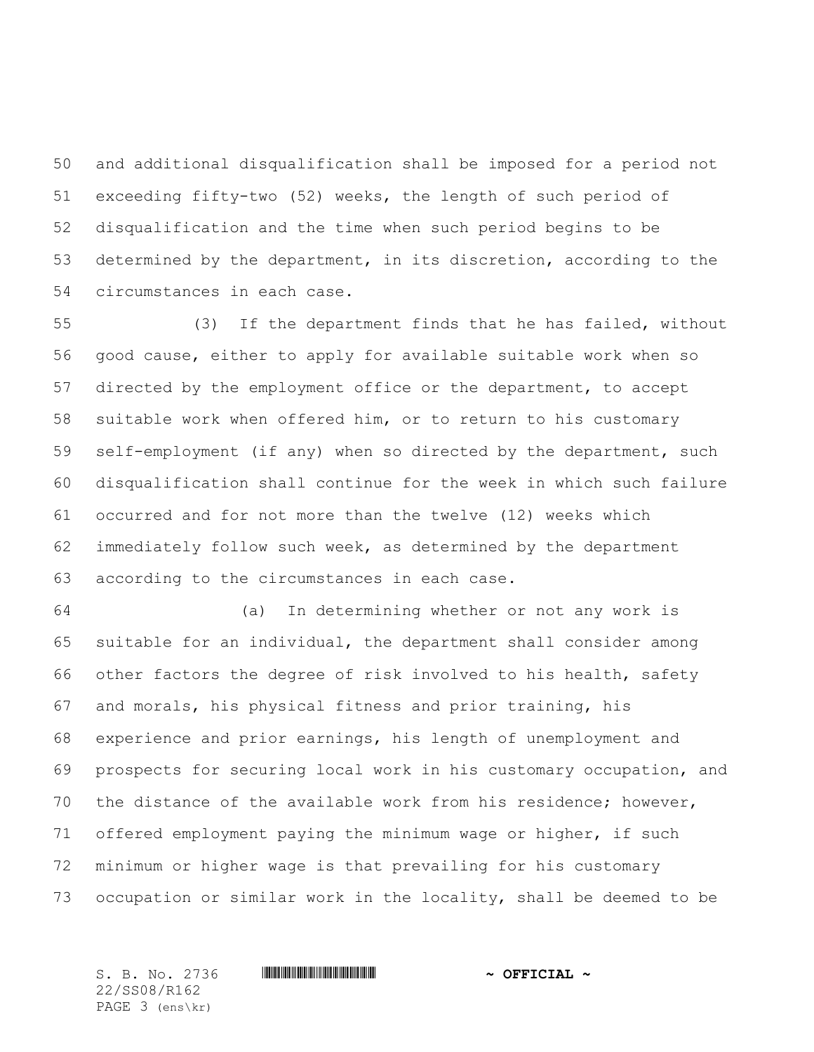and additional disqualification shall be imposed for a period not exceeding fifty-two (52) weeks, the length of such period of disqualification and the time when such period begins to be determined by the department, in its discretion, according to the circumstances in each case.

(3) If the department finds that he has failed, without good cause, either to apply for available suitable work when so directed by the employment office or the department, to accept suitable work when offered him, or to return to his customary self-employment (if any) when so directed by the department, such disqualification shall continue for the week in which such failure occurred and for not more than the twelve (12) weeks which immediately follow such week, as determined by the department according to the circumstances in each case.

(a) In determining whether or not any work is suitable for an individual, the department shall consider among other factors the degree of risk involved to his health, safety and morals, his physical fitness and prior training, his experience and prior earnings, his length of unemployment and prospects for securing local work in his customary occupation, and the distance of the available work from his residence; however, offered employment paying the minimum wage or higher, if such minimum or higher wage is that prevailing for his customary occupation or similar work in the locality, shall be deemed to be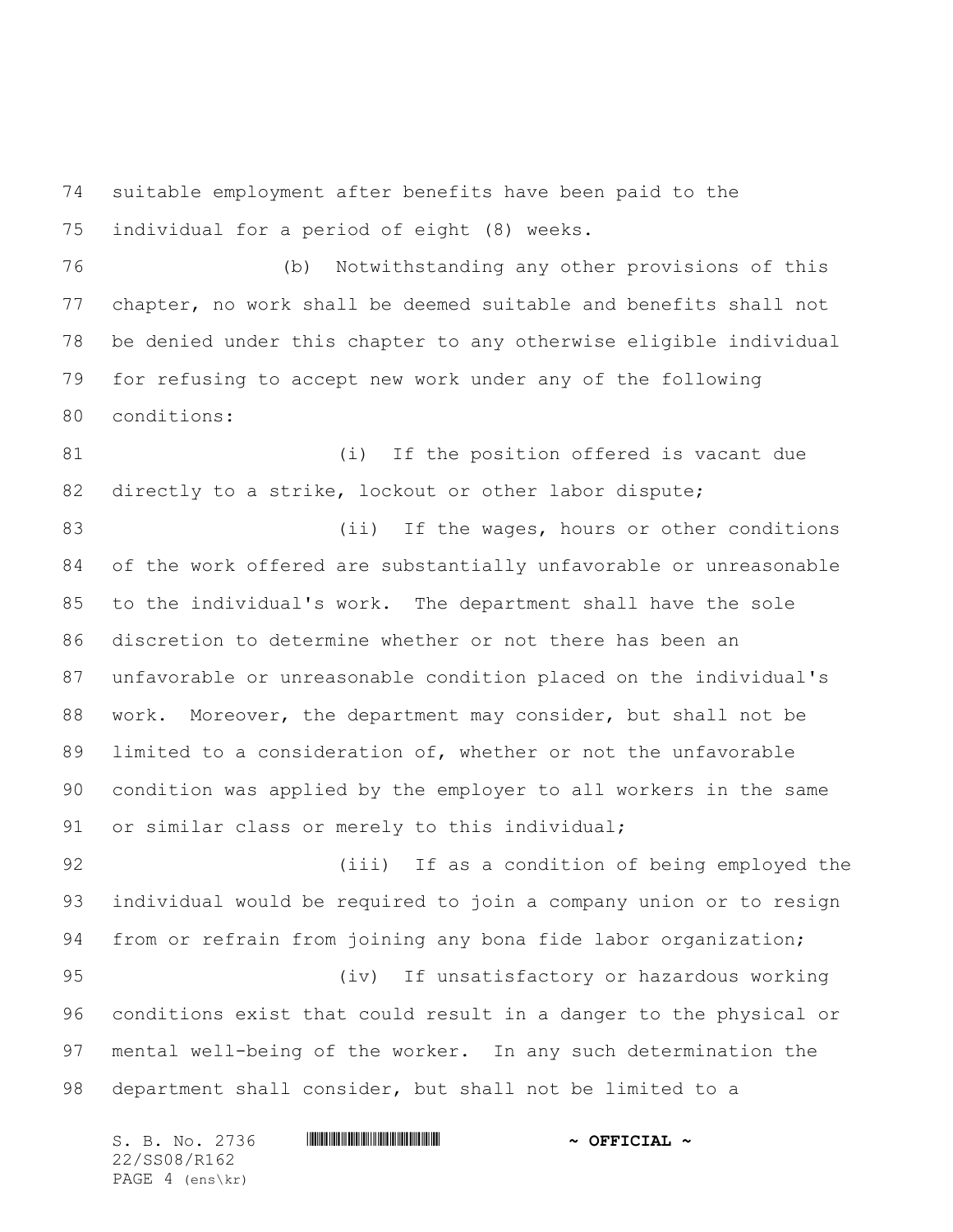suitable employment after benefits have been paid to the individual for a period of eight (8) weeks.

(b) Notwithstanding any other provisions of this chapter, no work shall be deemed suitable and benefits shall not be denied under this chapter to any otherwise eligible individual for refusing to accept new work under any of the following conditions:

(i) If the position offered is vacant due directly to a strike, lockout or other labor dispute;

(ii) If the wages, hours or other conditions of the work offered are substantially unfavorable or unreasonable to the individual's work. The department shall have the sole discretion to determine whether or not there has been an unfavorable or unreasonable condition placed on the individual's work. Moreover, the department may consider, but shall not be limited to a consideration of, whether or not the unfavorable condition was applied by the employer to all workers in the same or similar class or merely to this individual;

(iii) If as a condition of being employed the individual would be required to join a company union or to resign from or refrain from joining any bona fide labor organization;

(iv) If unsatisfactory or hazardous working conditions exist that could result in a danger to the physical or mental well-being of the worker. In any such determination the department shall consider, but shall not be limited to a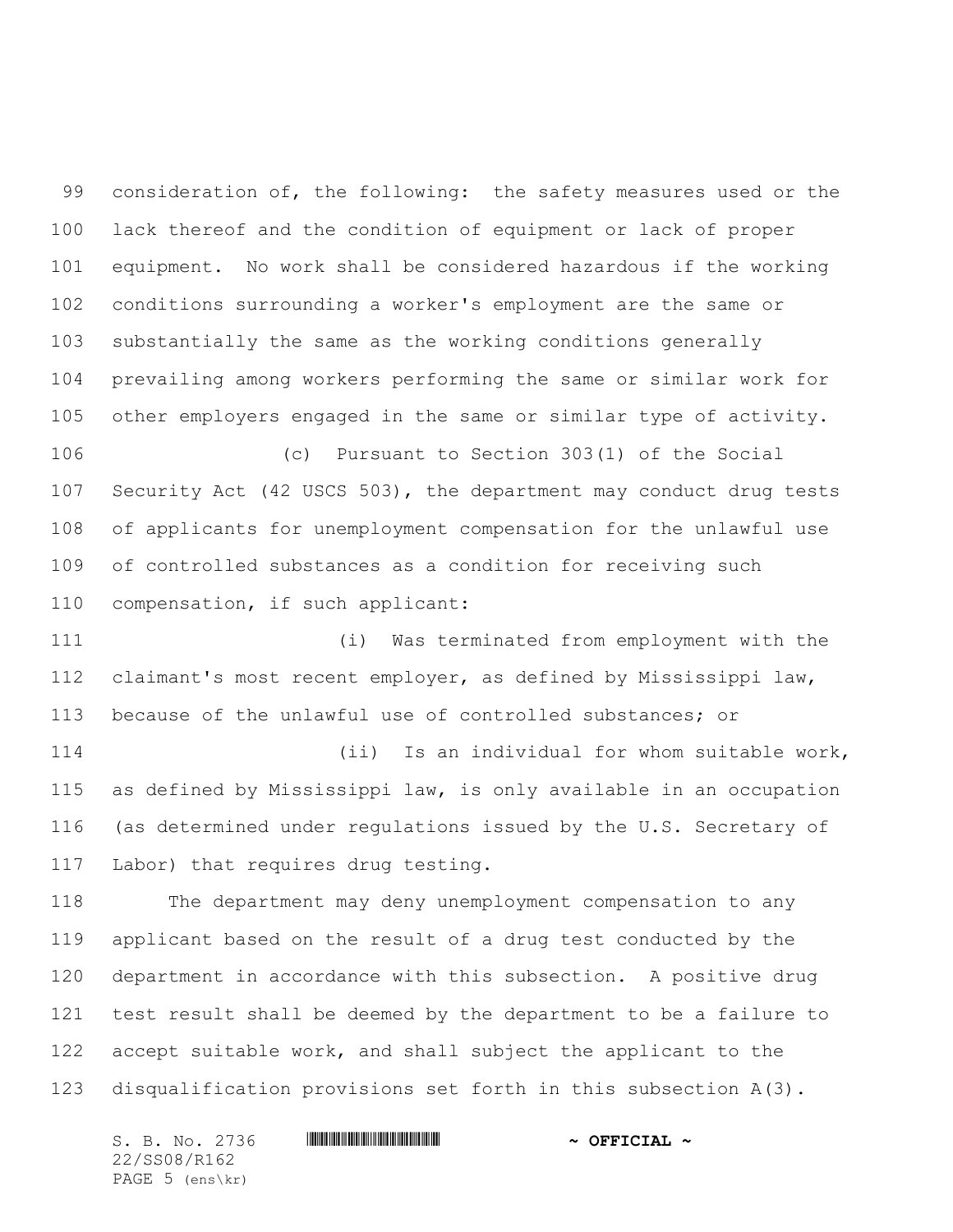consideration of, the following: the safety measures used or the lack thereof and the condition of equipment or lack of proper equipment. No work shall be considered hazardous if the working conditions surrounding a worker's employment are the same or substantially the same as the working conditions generally prevailing among workers performing the same or similar work for other employers engaged in the same or similar type of activity.

(c) Pursuant to Section 303(1) of the Social Security Act (42 USCS 503), the department may conduct drug tests of applicants for unemployment compensation for the unlawful use of controlled substances as a condition for receiving such compensation, if such applicant:

(i) Was terminated from employment with the claimant's most recent employer, as defined by Mississippi law, because of the unlawful use of controlled substances; or

(ii) Is an individual for whom suitable work, as defined by Mississippi law, is only available in an occupation (as determined under regulations issued by the U.S. Secretary of Labor) that requires drug testing.

The department may deny unemployment compensation to any applicant based on the result of a drug test conducted by the department in accordance with this subsection. A positive drug test result shall be deemed by the department to be a failure to accept suitable work, and shall subject the applicant to the disqualification provisions set forth in this subsection A(3).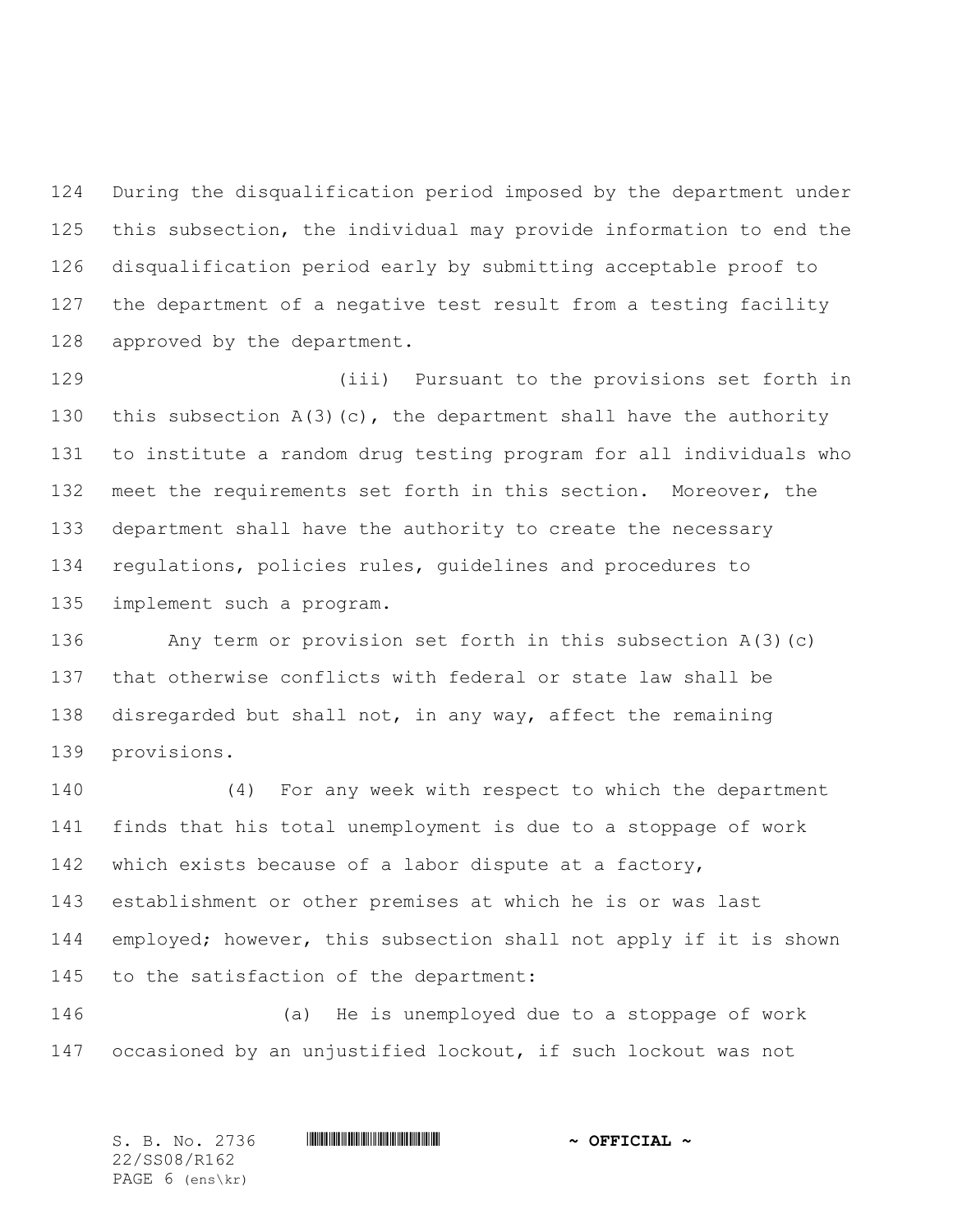During the disqualification period imposed by the department under this subsection, the individual may provide information to end the disqualification period early by submitting acceptable proof to the department of a negative test result from a testing facility approved by the department.

(iii) Pursuant to the provisions set forth in this subsection A(3)(c), the department shall have the authority to institute a random drug testing program for all individuals who meet the requirements set forth in this section. Moreover, the department shall have the authority to create the necessary regulations, policies rules, guidelines and procedures to implement such a program.

Any term or provision set forth in this subsection A(3)(c) that otherwise conflicts with federal or state law shall be disregarded but shall not, in any way, affect the remaining provisions.

(4) For any week with respect to which the department finds that his total unemployment is due to a stoppage of work which exists because of a labor dispute at a factory, establishment or other premises at which he is or was last employed; however, this subsection shall not apply if it is shown to the satisfaction of the department:

(a) He is unemployed due to a stoppage of work occasioned by an unjustified lockout, if such lockout was not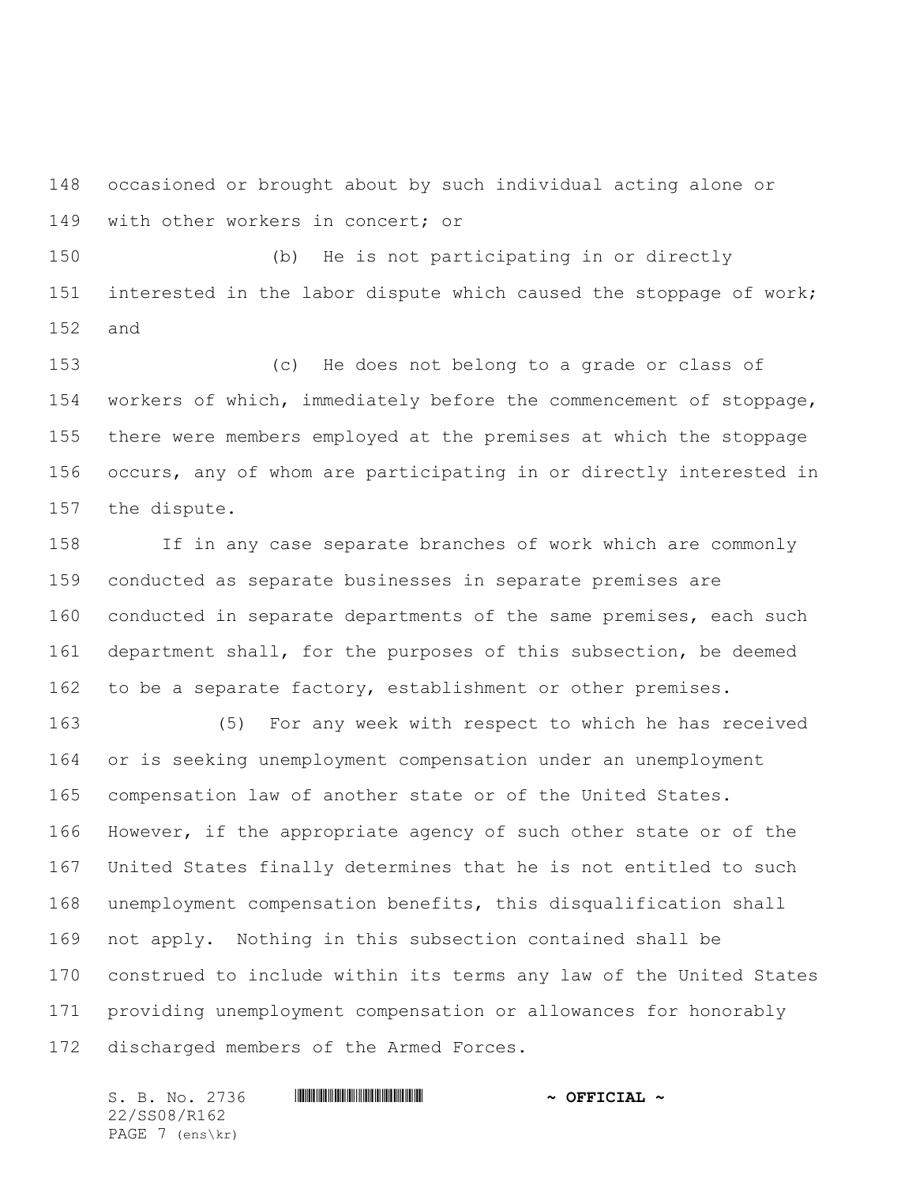occasioned or brought about by such individual acting alone or with other workers in concert; or

(b) He is not participating in or directly interested in the labor dispute which caused the stoppage of work; and

(c) He does not belong to a grade or class of workers of which, immediately before the commencement of stoppage, there were members employed at the premises at which the stoppage occurs, any of whom are participating in or directly interested in the dispute.

If in any case separate branches of work which are commonly conducted as separate businesses in separate premises are conducted in separate departments of the same premises, each such department shall, for the purposes of this subsection, be deemed to be a separate factory, establishment or other premises.

(5) For any week with respect to which he has received or is seeking unemployment compensation under an unemployment compensation law of another state or of the United States. However, if the appropriate agency of such other state or of the United States finally determines that he is not entitled to such unemployment compensation benefits, this disqualification shall not apply. Nothing in this subsection contained shall be construed to include within its terms any law of the United States providing unemployment compensation or allowances for honorably discharged members of the Armed Forces.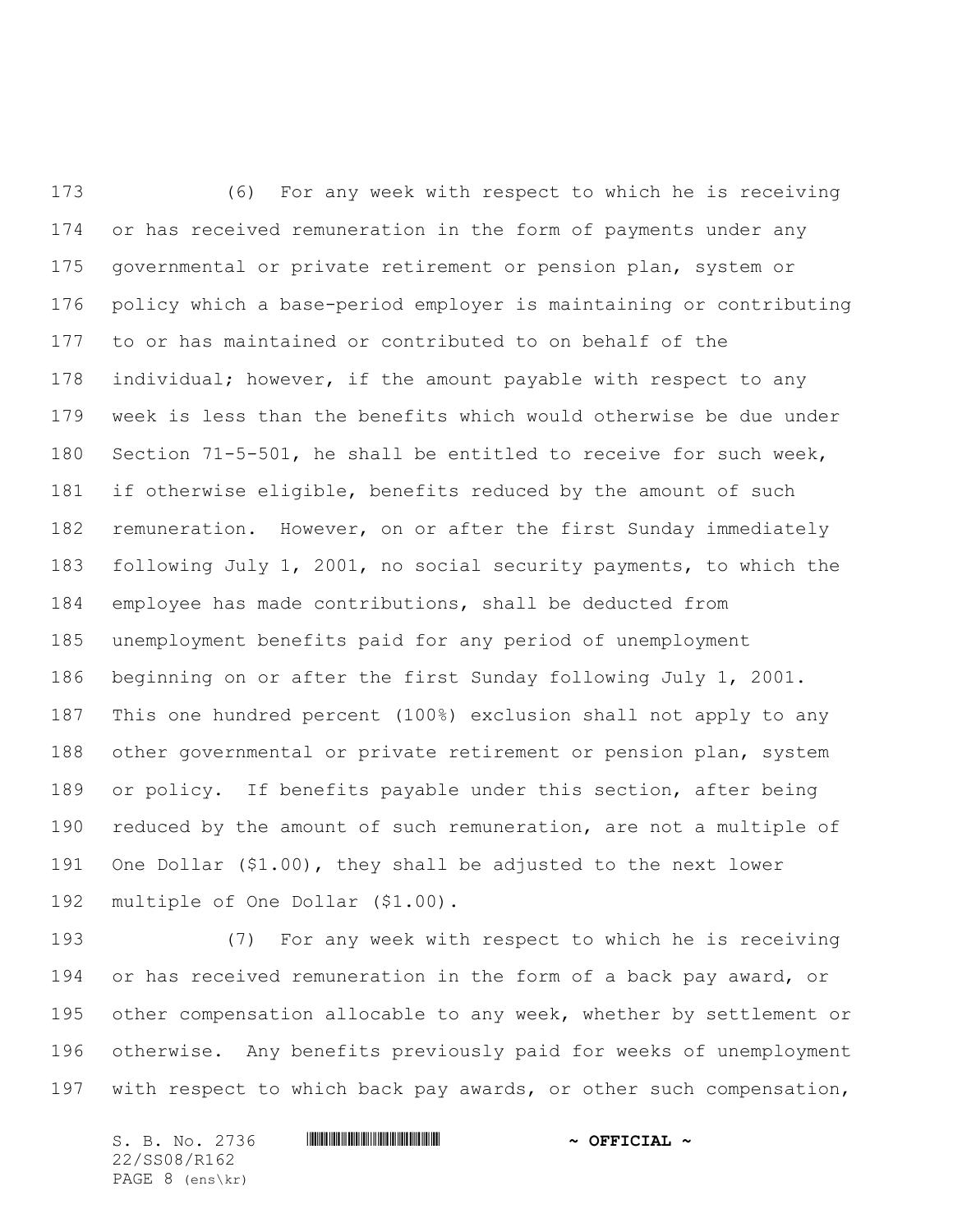(6) For any week with respect to which he is receiving or has received remuneration in the form of payments under any governmental or private retirement or pension plan, system or policy which a base-period employer is maintaining or contributing to or has maintained or contributed to on behalf of the individual; however, if the amount payable with respect to any week is less than the benefits which would otherwise be due under Section 71-5-501, he shall be entitled to receive for such week, if otherwise eligible, benefits reduced by the amount of such remuneration. However, on or after the first Sunday immediately following July 1, 2001, no social security payments, to which the employee has made contributions, shall be deducted from unemployment benefits paid for any period of unemployment beginning on or after the first Sunday following July 1, 2001. This one hundred percent (100%) exclusion shall not apply to any other governmental or private retirement or pension plan, system or policy. If benefits payable under this section, after being reduced by the amount of such remuneration, are not a multiple of One Dollar ($1.00), they shall be adjusted to the next lower multiple of One Dollar ($1.00).

(7) For any week with respect to which he is receiving or has received remuneration in the form of a back pay award, or other compensation allocable to any week, whether by settlement or otherwise. Any benefits previously paid for weeks of unemployment with respect to which back pay awards, or other such compensation,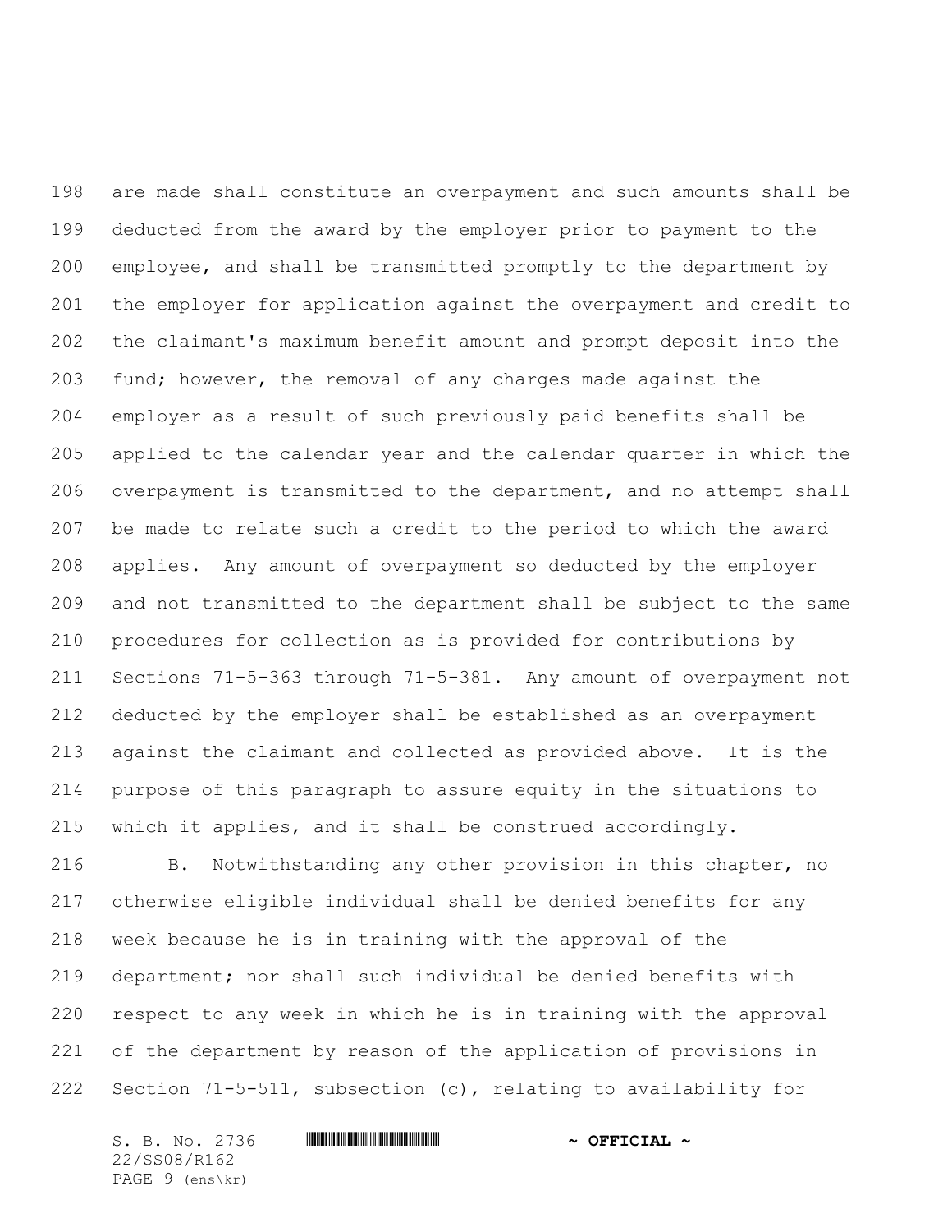are made shall constitute an overpayment and such amounts shall be deducted from the award by the employer prior to payment to the employee, and shall be transmitted promptly to the department by the employer for application against the overpayment and credit to the claimant's maximum benefit amount and prompt deposit into the fund; however, the removal of any charges made against the employer as a result of such previously paid benefits shall be applied to the calendar year and the calendar quarter in which the overpayment is transmitted to the department, and no attempt shall be made to relate such a credit to the period to which the award applies. Any amount of overpayment so deducted by the employer and not transmitted to the department shall be subject to the same procedures for collection as is provided for contributions by Sections 71-5-363 through 71-5-381. Any amount of overpayment not deducted by the employer shall be established as an overpayment against the claimant and collected as provided above. It is the purpose of this paragraph to assure equity in the situations to which it applies, and it shall be construed accordingly.

B. Notwithstanding any other provision in this chapter, no otherwise eligible individual shall be denied benefits for any week because he is in training with the approval of the department; nor shall such individual be denied benefits with respect to any week in which he is in training with the approval of the department by reason of the application of provisions in Section 71-5-511, subsection (c), relating to availability for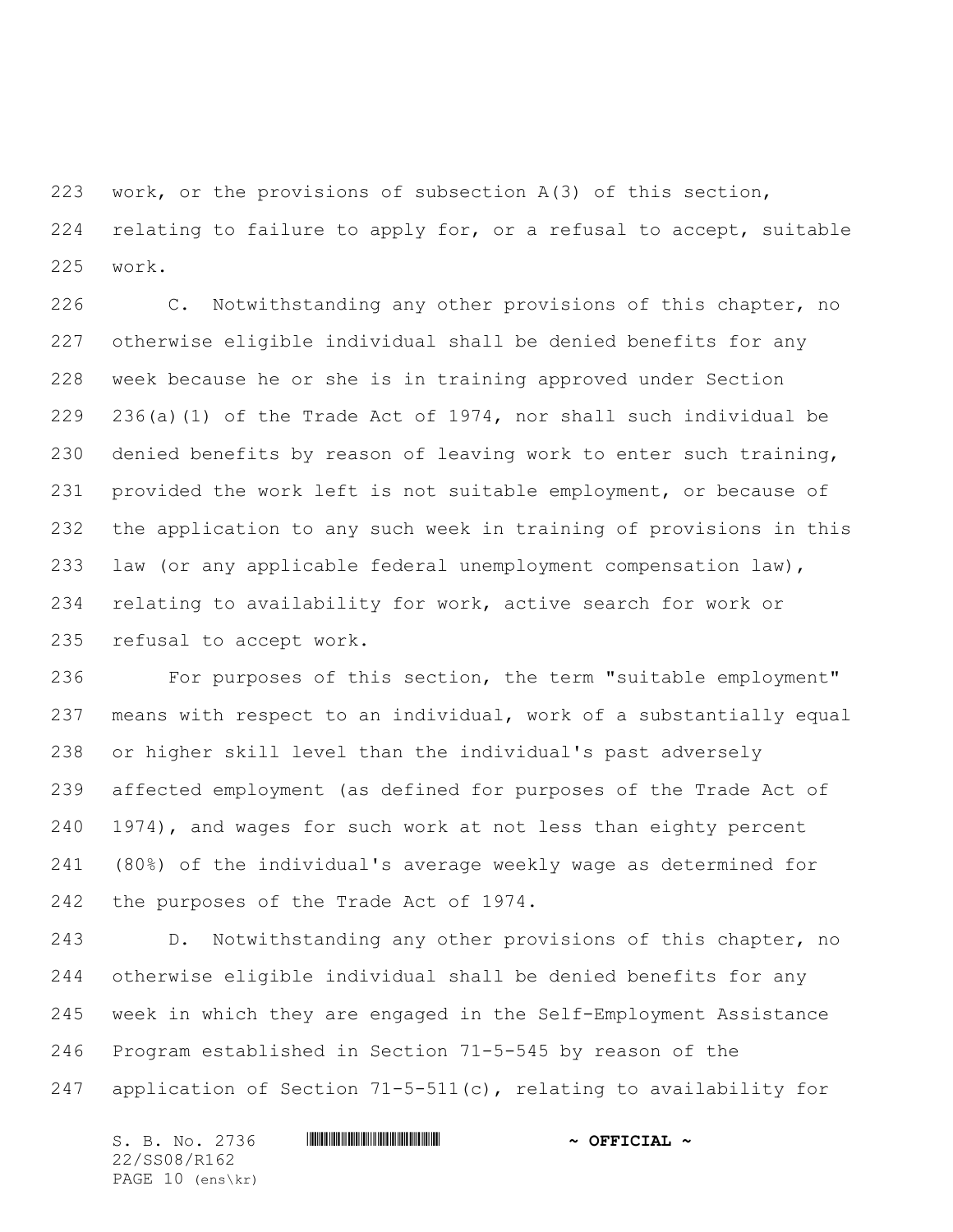work, or the provisions of subsection A(3) of this section, relating to failure to apply for, or a refusal to accept, suitable work.

C. Notwithstanding any other provisions of this chapter, no otherwise eligible individual shall be denied benefits for any week because he or she is in training approved under Section 236(a)(1) of the Trade Act of 1974, nor shall such individual be denied benefits by reason of leaving work to enter such training, provided the work left is not suitable employment, or because of the application to any such week in training of provisions in this law (or any applicable federal unemployment compensation law), relating to availability for work, active search for work or refusal to accept work.

For purposes of this section, the term "suitable employment" means with respect to an individual, work of a substantially equal or higher skill level than the individual's past adversely affected employment (as defined for purposes of the Trade Act of 1974), and wages for such work at not less than eighty percent (80%) of the individual's average weekly wage as determined for the purposes of the Trade Act of 1974.

D. Notwithstanding any other provisions of this chapter, no otherwise eligible individual shall be denied benefits for any week in which they are engaged in the Self-Employment Assistance Program established in Section 71-5-545 by reason of the application of Section 71-5-511(c), relating to availability for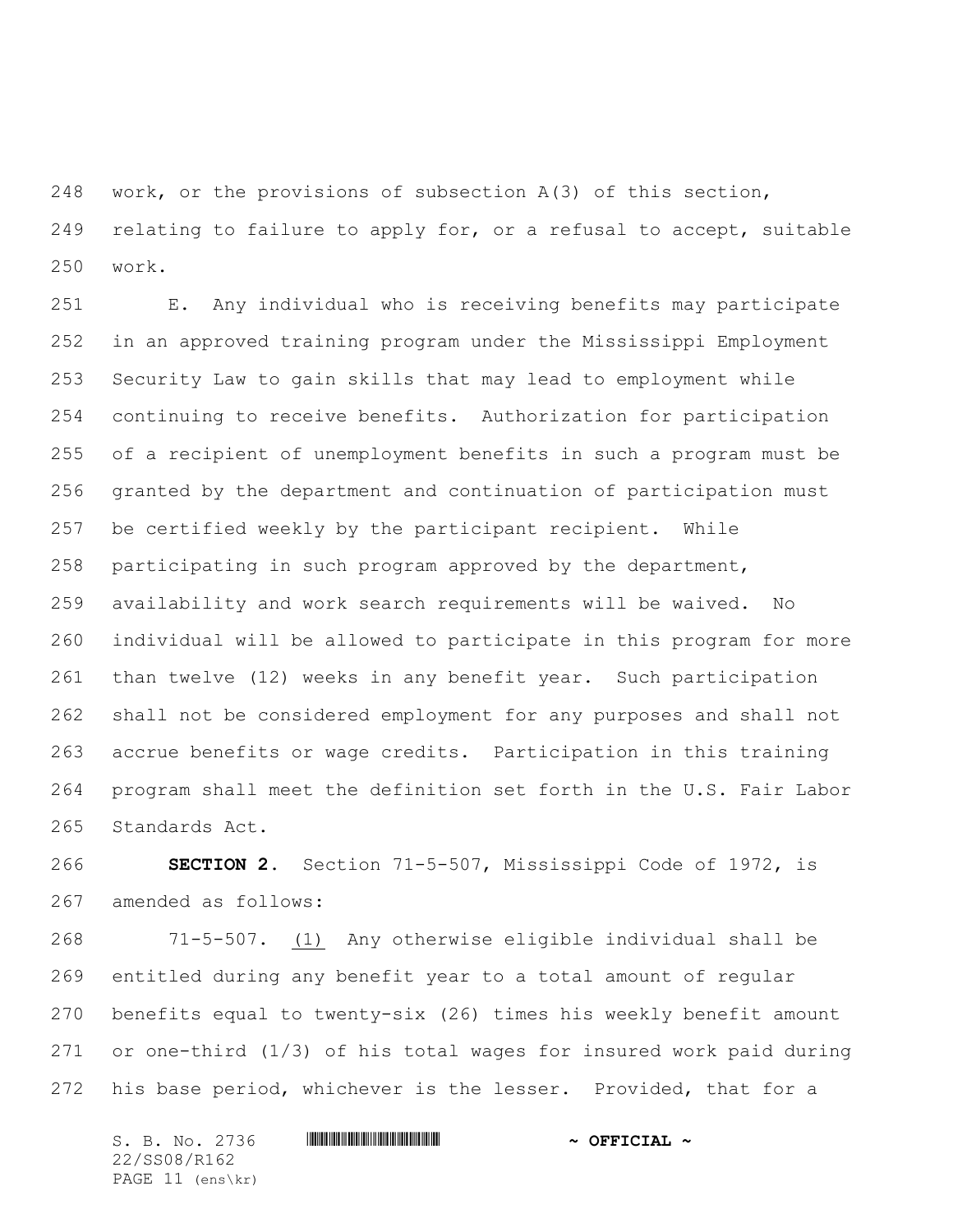work, or the provisions of subsection A(3) of this section, relating to failure to apply for, or a refusal to accept, suitable work.

E. Any individual who is receiving benefits may participate in an approved training program under the Mississippi Employment Security Law to gain skills that may lead to employment while continuing to receive benefits. Authorization for participation of a recipient of unemployment benefits in such a program must be granted by the department and continuation of participation must be certified weekly by the participant recipient. While participating in such program approved by the department, availability and work search requirements will be waived. No individual will be allowed to participate in this program for more than twelve (12) weeks in any benefit year. Such participation shall not be considered employment for any purposes and shall not accrue benefits or wage credits. Participation in this training program shall meet the definition set forth in the U.S. Fair Labor Standards Act.

**SECTION 2.** Section 71-5-507, Mississippi Code of 1972, is amended as follows:

71-5-507. (1) Any otherwise eligible individual shall be entitled during any benefit year to a total amount of regular benefits equal to twenty-six (26) times his weekly benefit amount or one-third (1/3) of his total wages for insured work paid during his base period, whichever is the lesser. Provided, that for a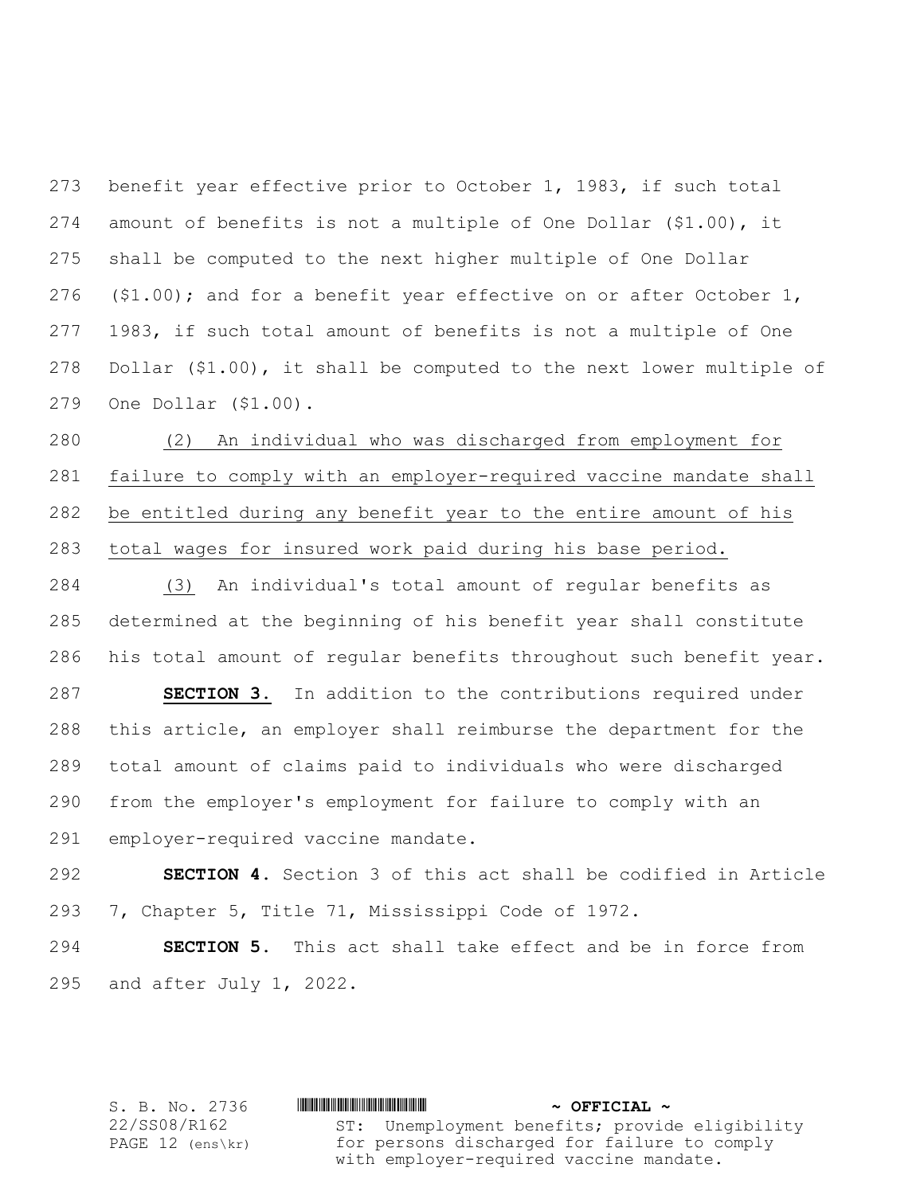benefit year effective prior to October 1, 1983, if such total amount of benefits is not a multiple of One Dollar ($1.00), it shall be computed to the next higher multiple of One Dollar ($1.00); and for a benefit year effective on or after October 1, 1983, if such total amount of benefits is not a multiple of One Dollar ($1.00), it shall be computed to the next lower multiple of One Dollar ($1.00).

(2) An individual who was discharged from employment for failure to comply with an employer-required vaccine mandate shall be entitled during any benefit year to the entire amount of his total wages for insured work paid during his base period.

(3) An individual's total amount of regular benefits as determined at the beginning of his benefit year shall constitute his total amount of regular benefits throughout such benefit year.

**SECTION 3.** In addition to the contributions required under this article, an employer shall reimburse the department for the total amount of claims paid to individuals who were discharged from the employer's employment for failure to comply with an employer-required vaccine mandate.

**SECTION 4.** Section 3 of this act shall be codified in Article 7, Chapter 5, Title 71, Mississippi Code of 1972.

**SECTION 5.** This act shall take effect and be in force from and after July 1, 2022.